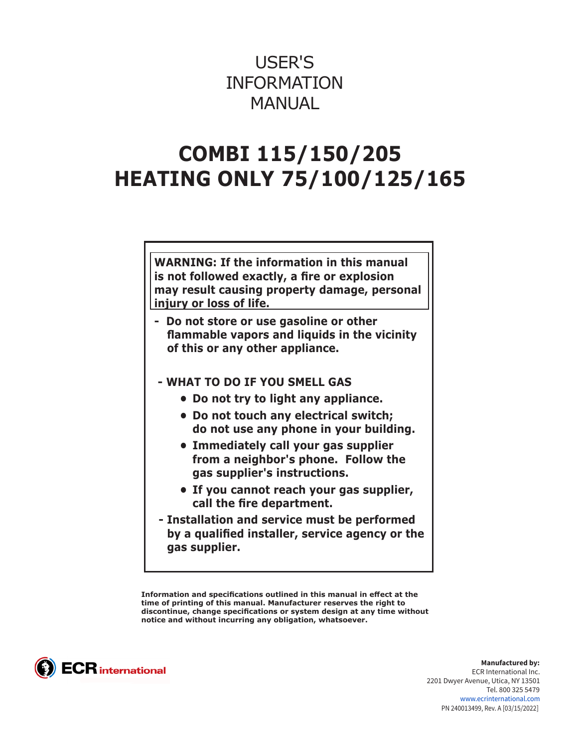# USER'S INFORMATION MANUAL

# COMBI 115/150/205
# HEATING ONLY 75/100/125/165

**WARNING: If the information in this manual is not followed exactly, a fire or explosion may result causing property damage, personal injury or loss of life.**

- **Do not store or use gasoline or other flammable vapors and liquids in the vicinity of this or any other appliance.**

- **WHAT TO DO IF YOU SMELL GAS**
  - **Do not try to light any appliance.**
  - **Do not touch any electrical switch; do not use any phone in your building.**
  - **Immediately call your gas supplier from a neighbor's phone. Follow the gas supplier's instructions.**
  - **If you cannot reach your gas supplier, call the fire department.**

- **Installation and service must be performed by a qualified installer, service agency or the gas supplier.**

**Information and specifications outlined in this manual in effect at the time of printing of this manual. Manufacturer reserves the right to discontinue, change specifications or system design at any time without notice and without incurring any obligation, whatsoever.**

ECR international

**Manufactured by:**
ECR International Inc.
2201 Dwyer Avenue, Utica, NY 13501
Tel. 800 325 5479
www.ecrinternational.com
PN 240013499, Rev. A [03/15/2022]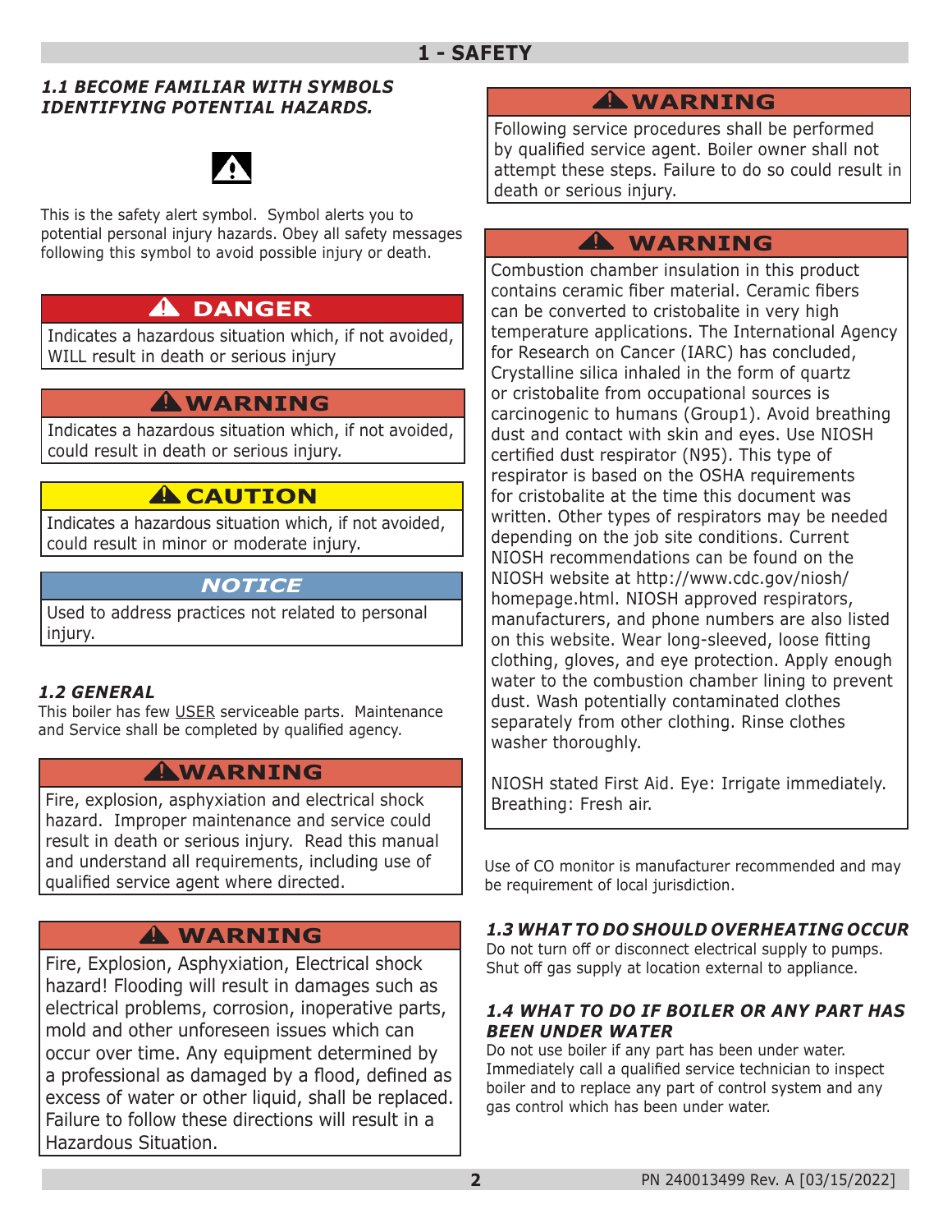# 1 - SAFETY

### *1.1 BECOME FAMILIAR WITH SYMBOLS IDENTIFYING POTENTIAL HAZARDS.*

⚠

This is the safety alert symbol. Symbol alerts you to potential personal injury hazards. Obey all safety messages following this symbol to avoid possible injury or death.

| ⚠ DANGER |
|---|
| Indicates a hazardous situation which, if not avoided, WILL result in death or serious injury |

| ⚠ WARNING |
|---|
| Indicates a hazardous situation which, if not avoided, could result in death or serious injury. |

| ⚠ CAUTION |
|---|
| Indicates a hazardous situation which, if not avoided, could result in minor or moderate injury. |

| *NOTICE* |
|---|
| Used to address practices not related to personal injury. |

### *1.2 GENERAL*

This boiler has few USER serviceable parts. Maintenance and Service shall be completed by qualified agency.

| ⚠ WARNING |
|---|
| Fire, explosion, asphyxiation and electrical shock hazard. Improper maintenance and service could result in death or serious injury. Read this manual and understand all requirements, including use of qualified service agent where directed. |

| ⚠ WARNING |
|---|
| Fire, Explosion, Asphyxiation, Electrical shock hazard! Flooding will result in damages such as electrical problems, corrosion, inoperative parts, mold and other unforeseen issues which can occur over time. Any equipment determined by a professional as damaged by a flood, defined as excess of water or other liquid, shall be replaced. Failure to follow these directions will result in a Hazardous Situation. |

| ⚠ WARNING |
|---|
| Following service procedures shall be performed by qualified service agent. Boiler owner shall not attempt these steps. Failure to do so could result in death or serious injury. |

| ⚠ WARNING |
|---|
| Combustion chamber insulation in this product contains ceramic fiber material. Ceramic fibers can be converted to cristobalite in very high temperature applications. The International Agency for Research on Cancer (IARC) has concluded, Crystalline silica inhaled in the form of quartz or cristobalite from occupational sources is carcinogenic to humans (Group1). Avoid breathing dust and contact with skin and eyes. Use NIOSH certified dust respirator (N95). This type of respirator is based on the OSHA requirements for cristobalite at the time this document was written. Other types of respirators may be needed depending on the job site conditions. Current NIOSH recommendations can be found on the NIOSH website at http://www.cdc.gov/niosh/homepage.html. NIOSH approved respirators, manufacturers, and phone numbers are also listed on this website. Wear long-sleeved, loose fitting clothing, gloves, and eye protection. Apply enough water to the combustion chamber lining to prevent dust. Wash potentially contaminated clothes separately from other clothing. Rinse clothes washer thoroughly.<br><br>NIOSH stated First Aid. Eye: Irrigate immediately. Breathing: Fresh air. |

Use of CO monitor is manufacturer recommended and may be requirement of local jurisdiction.

### *1.3 WHAT TO DO SHOULD OVERHEATING OCCUR*

Do not turn off or disconnect electrical supply to pumps. Shut off gas supply at location external to appliance.

### *1.4 WHAT TO DO IF BOILER OR ANY PART HAS BEEN UNDER WATER*

Do not use boiler if any part has been under water. Immediately call a qualified service technician to inspect boiler and to replace any part of control system and any gas control which has been under water.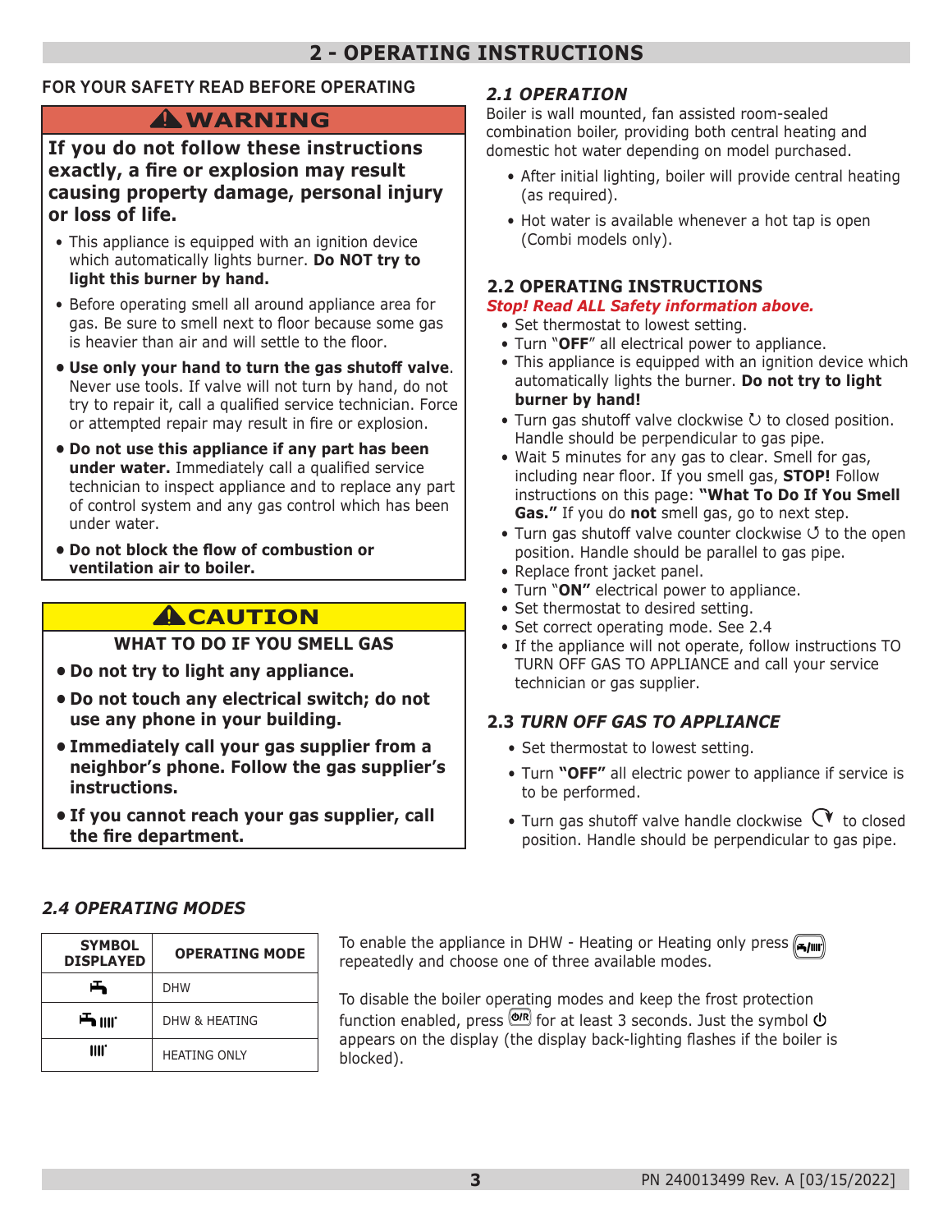# 2 - OPERATING INSTRUCTIONS

## FOR YOUR SAFETY READ BEFORE OPERATING

### ⚠WARNING

**If you do not follow these instructions exactly, a fire or explosion may result causing property damage, personal injury or loss of life.**

- This appliance is equipped with an ignition device which automatically lights burner. **Do NOT try to light this burner by hand.**
- Before operating smell all around appliance area for gas. Be sure to smell next to floor because some gas is heavier than air and will settle to the floor.
- **Use only your hand to turn the gas shutoff valve**. Never use tools. If valve will not turn by hand, do not try to repair it, call a qualified service technician. Force or attempted repair may result in fire or explosion.
- **Do not use this appliance if any part has been under water.** Immediately call a qualified service technician to inspect appliance and to replace any part of control system and any gas control which has been under water.
- **Do not block the flow of combustion or ventilation air to boiler.**

### ⚠CAUTION

**WHAT TO DO IF YOU SMELL GAS**

- **Do not try to light any appliance.**
- **Do not touch any electrical switch; do not use any phone in your building.**
- **Immediately call your gas supplier from a neighbor's phone. Follow the gas supplier's instructions.**
- **If you cannot reach your gas supplier, call the fire department.**

## *2.1 OPERATION*

Boiler is wall mounted, fan assisted room-sealed combination boiler, providing both central heating and domestic hot water depending on model purchased.

- After initial lighting, boiler will provide central heating (as required).
- Hot water is available whenever a hot tap is open (Combi models only).

## 2.2 OPERATING INSTRUCTIONS

***Stop! Read ALL Safety information above.***

- Set thermostat to lowest setting.
- Turn "**OFF**" all electrical power to appliance.
- This appliance is equipped with an ignition device which automatically lights the burner. **Do not try to light burner by hand!**
- Turn gas shutoff valve clockwise ↻ to closed position. Handle should be perpendicular to gas pipe.
- Wait 5 minutes for any gas to clear. Smell for gas, including near floor. If you smell gas, **STOP!** Follow instructions on this page: **"What To Do If You Smell Gas."** If you do **not** smell gas, go to next step.
- Turn gas shutoff valve counter clockwise ↺ to the open position. Handle should be parallel to gas pipe.
- Replace front jacket panel.
- Turn "**ON"** electrical power to appliance.
- Set thermostat to desired setting.
- Set correct operating mode. See 2.4
- If the appliance will not operate, follow instructions TO TURN OFF GAS TO APPLIANCE and call your service technician or gas supplier.

## 2.3 *TURN OFF GAS TO APPLIANCE*

- Set thermostat to lowest setting.
- Turn **"OFF"** all electric power to appliance if service is to be performed.
- Turn gas shutoff valve handle clockwise ↻ to closed position. Handle should be perpendicular to gas pipe.

## *2.4 OPERATING MODES*

| SYMBOL DISPLAYED | OPERATING MODE |
|---|---|
| (tap symbol) | DHW |
| (tap + radiator symbol) | DHW & HEATING |
| (radiator symbol) | HEATING ONLY |

To enable the appliance in DHW - Heating or Heating only press (DHW/heating button) repeatedly and choose one of three available modes.

To disable the boiler operating modes and keep the frost protection function enabled, press (Ⓞ/R button) for at least 3 seconds. Just the symbol ⏻ appears on the display (the display back-lighting flashes if the boiler is blocked).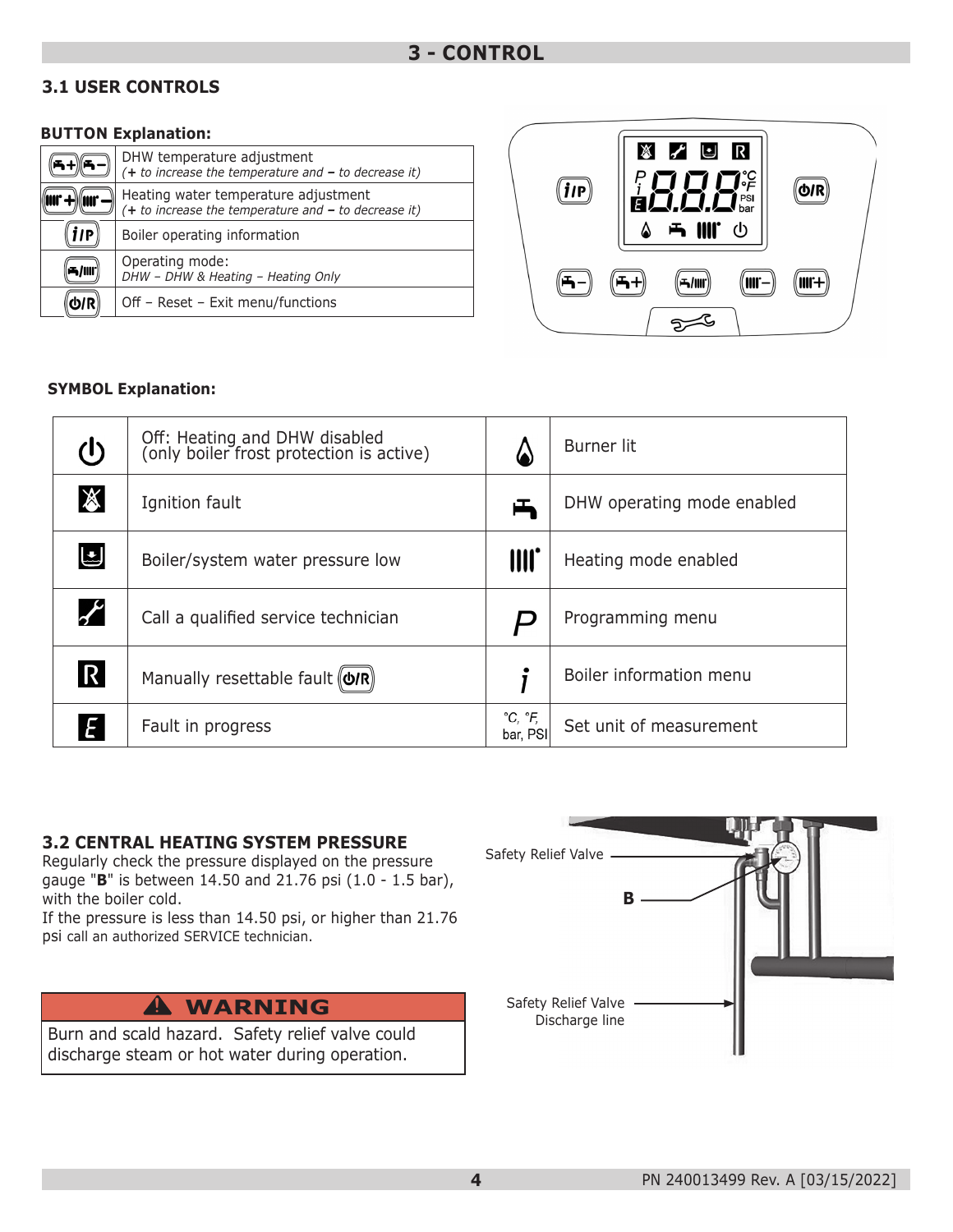# 3 - CONTROL

## 3.1 USER CONTROLS

**BUTTON Explanation:**

| | |
|---|---|
| (DHW+)(DHW−) | DHW temperature adjustment<br>*(**+** to increase the temperature and **−** to decrease it)* |
| (Heating+)(Heating−) | Heating water temperature adjustment<br>*(**+** to increase the temperature and **−** to decrease it)* |
| (i/P) | Boiler operating information |
| (DHW/Heating) | Operating mode:<br>*DHW – DHW & Heating – Heating Only* |
| (⏻/R) | Off – Reset – Exit menu/functions |

**SYMBOL Explanation:**

| | | | |
|---|---|---|---|
| ⏻ | Off: Heating and DHW disabled (only boiler frost protection is active) | 🔥 | Burner lit |
| (Ignition fault symbol) | Ignition fault | (Tap symbol) | DHW operating mode enabled |
| (Pressure symbol) | Boiler/system water pressure low | (Radiator symbol) | Heating mode enabled |
| (Wrench symbol) | Call a qualified service technician | *P* | Programming menu |
| R | Manually resettable fault (⏻/R) | *i* | Boiler information menu |
| E | Fault in progress | °C, °F, bar, PSI | Set unit of measurement |

## 3.2 CENTRAL HEATING SYSTEM PRESSURE

Regularly check the pressure displayed on the pressure gauge "**B**" is between 14.50 and 21.76 psi (1.0 - 1.5 bar), with the boiler cold.
If the pressure is less than 14.50 psi, or higher than 21.76 psi call an authorized SERVICE technician.

Safety Relief Valve

B

Safety Relief Valve Discharge line

> **⚠ WARNING**
>
> Burn and scald hazard. Safety relief valve could discharge steam or hot water during operation.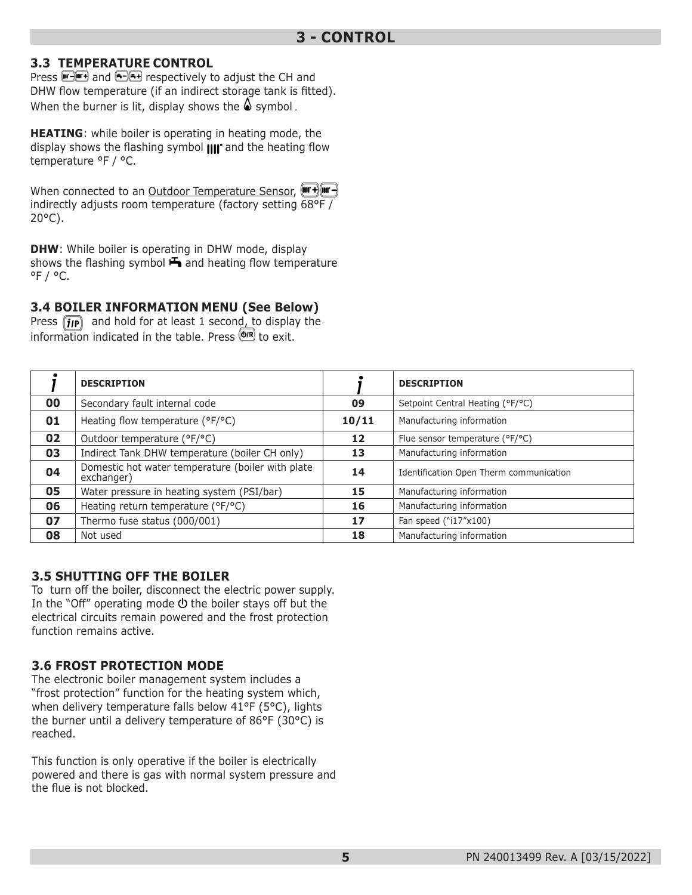# 3 - CONTROL

### 3.3 TEMPERATURE CONTROL

Press [CH-][CH+] and [DHW-][DHW+] respectively to adjust the CH and DHW flow temperature (if an indirect storage tank is fitted). When the burner is lit, display shows the flame symbol.

**HEATING**: while boiler is operating in heating mode, the display shows the flashing heating symbol and the heating flow temperature °F / °C.

When connected to an Outdoor Temperature Sensor, [CH+][CH-] indirectly adjusts room temperature (factory setting 68°F / 20°C).

**DHW**: While boiler is operating in DHW mode, display shows the flashing tap symbol and heating flow temperature °F / °C.

### 3.4 BOILER INFORMATION MENU (See Below)

Press [i/P] and hold for at least 1 second, to display the information indicated in the table. Press [Ø/R] to exit.

| i | DESCRIPTION | i | DESCRIPTION |
|---|---|---|---|
| 00 | Secondary fault internal code | 09 | Setpoint Central Heating (°F/°C) |
| 01 | Heating flow temperature (°F/°C) | 10/11 | Manufacturing information |
| 02 | Outdoor temperature (°F/°C) | 12 | Flue sensor temperature (°F/°C) |
| 03 | Indirect Tank DHW temperature (boiler CH only) | 13 | Manufacturing information |
| 04 | Domestic hot water temperature (boiler with plate exchanger) | 14 | Identification Open Therm communication |
| 05 | Water pressure in heating system (PSI/bar) | 15 | Manufacturing information |
| 06 | Heating return temperature (°F/°C) | 16 | Manufacturing information |
| 07 | Thermo fuse status (000/001) | 17 | Fan speed ("i17"x100) |
| 08 | Not used | 18 | Manufacturing information |

### 3.5 SHUTTING OFF THE BOILER

To turn off the boiler, disconnect the electric power supply. In the "Off" operating mode ⏻ the boiler stays off but the electrical circuits remain powered and the frost protection function remains active.

### 3.6 FROST PROTECTION MODE

The electronic boiler management system includes a "frost protection" function for the heating system which, when delivery temperature falls below 41°F (5°C), lights the burner until a delivery temperature of 86°F (30°C) is reached.

This function is only operative if the boiler is electrically powered and there is gas with normal system pressure and the flue is not blocked.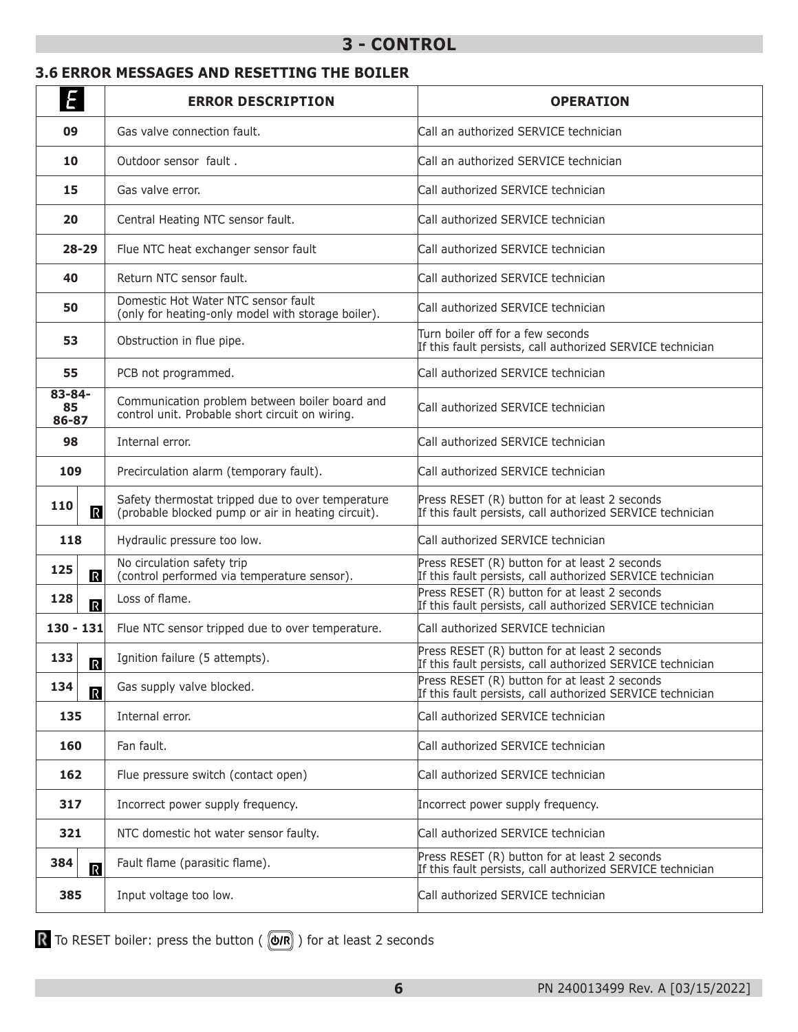# 3 - CONTROL

## 3.6 ERROR MESSAGES AND RESETTING THE BOILER

| E | ERROR DESCRIPTION | OPERATION |
|---|---|---|
| 09 | Gas valve connection fault. | Call an authorized SERVICE technician |
| 10 | Outdoor sensor fault . | Call an authorized SERVICE technician |
| 15 | Gas valve error. | Call authorized SERVICE technician |
| 20 | Central Heating NTC sensor fault. | Call authorized SERVICE technician |
| 28-29 | Flue NTC heat exchanger sensor fault | Call authorized SERVICE technician |
| 40 | Return NTC sensor fault. | Call authorized SERVICE technician |
| 50 | Domestic Hot Water NTC sensor fault (only for heating-only model with storage boiler). | Call authorized SERVICE technician |
| 53 | Obstruction in flue pipe. | Turn boiler off for a few seconds If this fault persists, call authorized SERVICE technician |
| 55 | PCB not programmed. | Call authorized SERVICE technician |
| 83-84-85 86-87 | Communication problem between boiler board and control unit. Probable short circuit on wiring. | Call authorized SERVICE technician |
| 98 | Internal error. | Call authorized SERVICE technician |
| 109 | Precirculation alarm (temporary fault). | Call authorized SERVICE technician |
| 110 R | Safety thermostat tripped due to over temperature (probable blocked pump or air in heating circuit). | Press RESET (R) button for at least 2 seconds If this fault persists, call authorized SERVICE technician |
| 118 | Hydraulic pressure too low. | Call authorized SERVICE technician |
| 125 R | No circulation safety trip (control performed via temperature sensor). | Press RESET (R) button for at least 2 seconds If this fault persists, call authorized SERVICE technician |
| 128 R | Loss of flame. | Press RESET (R) button for at least 2 seconds If this fault persists, call authorized SERVICE technician |
| 130 - 131 | Flue NTC sensor tripped due to over temperature. | Call authorized SERVICE technician |
| 133 R | Ignition failure (5 attempts). | Press RESET (R) button for at least 2 seconds If this fault persists, call authorized SERVICE technician |
| 134 R | Gas supply valve blocked. | Press RESET (R) button for at least 2 seconds If this fault persists, call authorized SERVICE technician |
| 135 | Internal error. | Call authorized SERVICE technician |
| 160 | Fan fault. | Call authorized SERVICE technician |
| 162 | Flue pressure switch (contact open) | Call authorized SERVICE technician |
| 317 | Incorrect power supply frequency. | Incorrect power supply frequency. |
| 321 | NTC domestic hot water sensor faulty. | Call authorized SERVICE technician |
| 384 R | Fault flame (parasitic flame). | Press RESET (R) button for at least 2 seconds If this fault persists, call authorized SERVICE technician |
| 385 | Input voltage too low. | Call authorized SERVICE technician |

R To RESET boiler: press the button ( ⏻/R ) for at least 2 seconds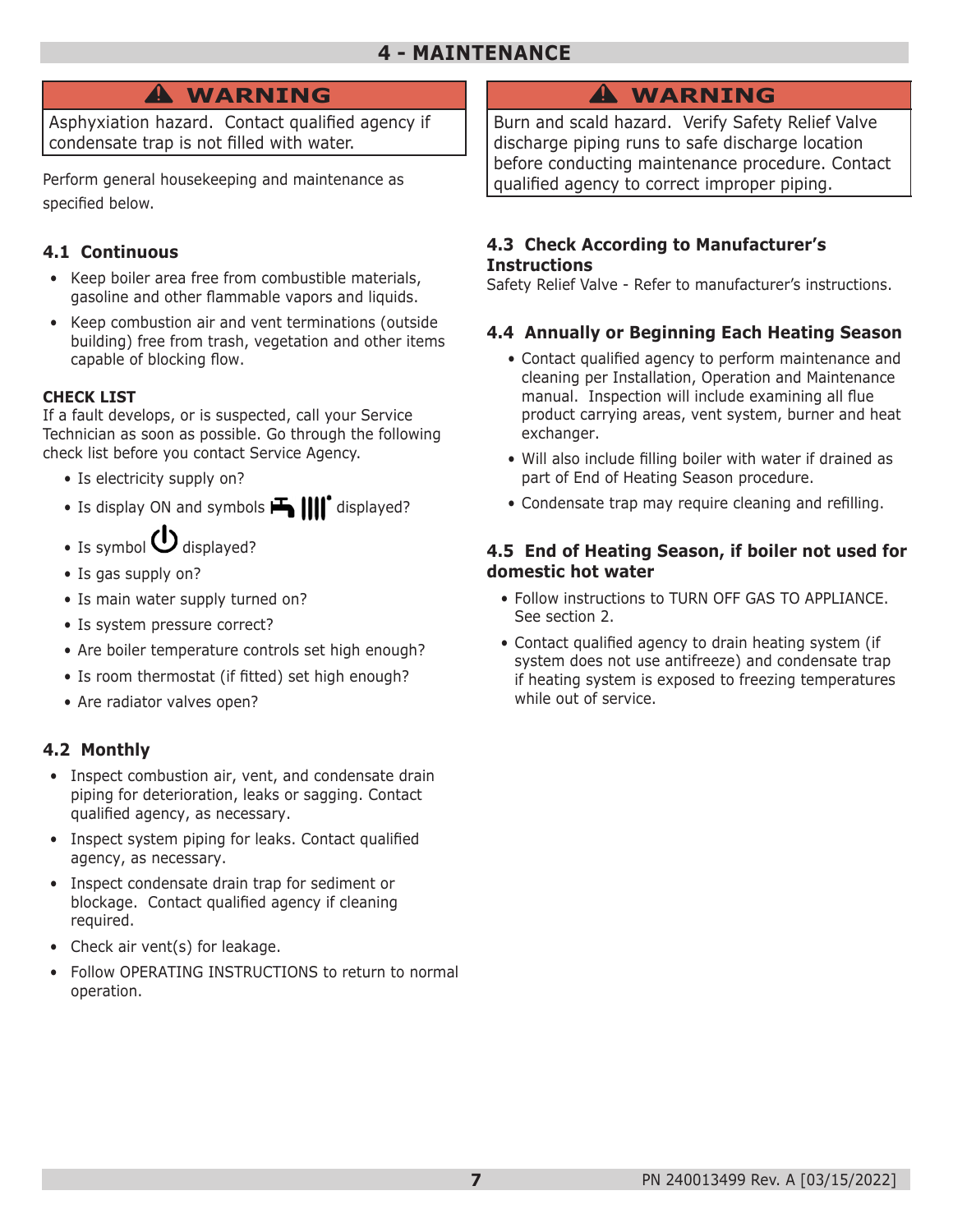# 4 - MAINTENANCE

> **⚠ WARNING**
>
> Asphyxiation hazard. Contact qualified agency if condensate trap is not filled with water.

Perform general housekeeping and maintenance as specified below.

## 4.1 Continuous

- Keep boiler area free from combustible materials, gasoline and other flammable vapors and liquids.
- Keep combustion air and vent terminations (outside building) free from trash, vegetation and other items capable of blocking flow.

**CHECK LIST**

If a fault develops, or is suspected, call your Service Technician as soon as possible. Go through the following check list before you contact Service Agency.

- Is electricity supply on?
- Is display ON and symbols (tap) (radiator) displayed?
- Is symbol (power) displayed?
- Is gas supply on?
- Is main water supply turned on?
- Is system pressure correct?
- Are boiler temperature controls set high enough?
- Is room thermostat (if fitted) set high enough?
- Are radiator valves open?

## 4.2 Monthly

- Inspect combustion air, vent, and condensate drain piping for deterioration, leaks or sagging. Contact qualified agency, as necessary.
- Inspect system piping for leaks. Contact qualified agency, as necessary.
- Inspect condensate drain trap for sediment or blockage. Contact qualified agency if cleaning required.
- Check air vent(s) for leakage.
- Follow OPERATING INSTRUCTIONS to return to normal operation.

> **⚠ WARNING**
>
> Burn and scald hazard. Verify Safety Relief Valve discharge piping runs to safe discharge location before conducting maintenance procedure. Contact qualified agency to correct improper piping.

## 4.3 Check According to Manufacturer's Instructions

Safety Relief Valve - Refer to manufacturer's instructions.

## 4.4 Annually or Beginning Each Heating Season

- Contact qualified agency to perform maintenance and cleaning per Installation, Operation and Maintenance manual. Inspection will include examining all flue product carrying areas, vent system, burner and heat exchanger.
- Will also include filling boiler with water if drained as part of End of Heating Season procedure.
- Condensate trap may require cleaning and refilling.

## 4.5 End of Heating Season, if boiler not used for domestic hot water

- Follow instructions to TURN OFF GAS TO APPLIANCE. See section 2.
- Contact qualified agency to drain heating system (if system does not use antifreeze) and condensate trap if heating system is exposed to freezing temperatures while out of service.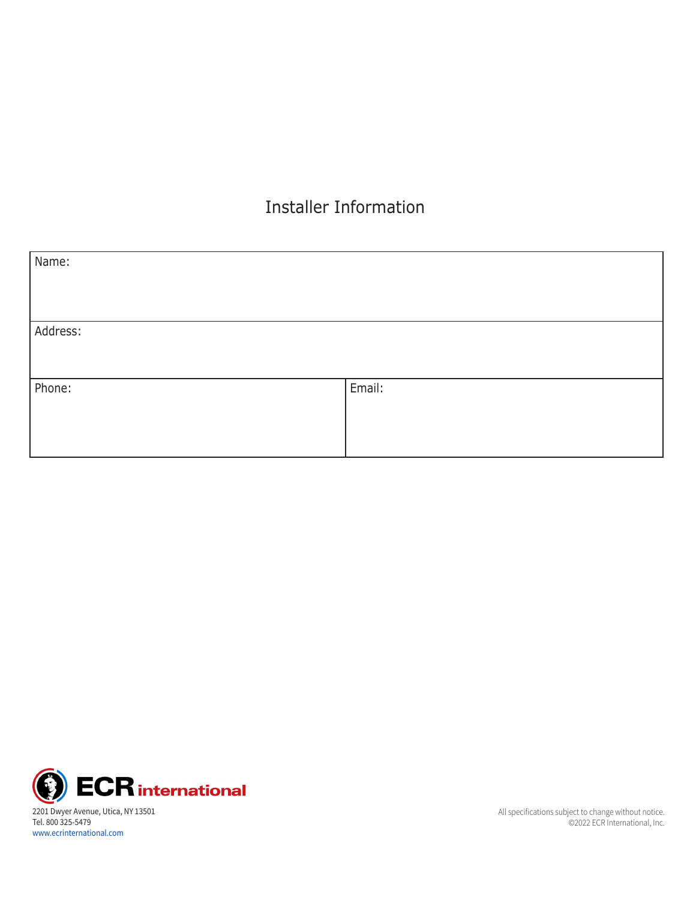# Installer Information

| | |
|---|---|
| Name: | |
| Address: | |
| Phone: | Email: |

ECR international

2201 Dwyer Avenue, Utica, NY 13501
Tel. 800 325-5479
www.ecrinternational.com

All specifications subject to change without notice.
©2022 ECR International, Inc.